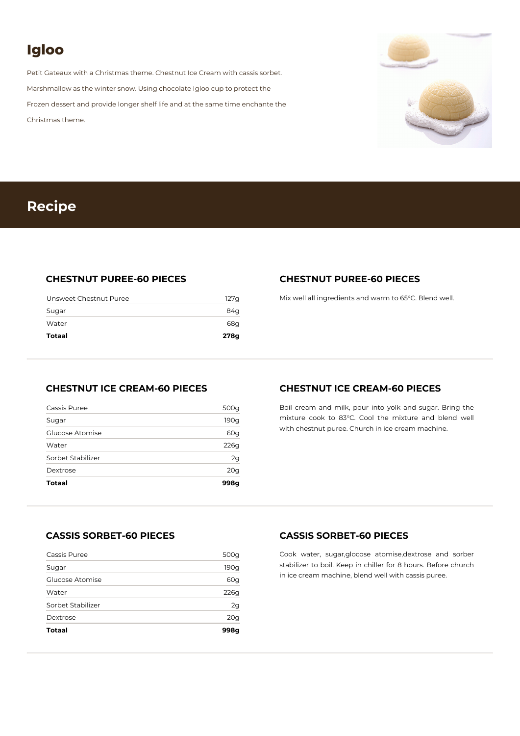# Igloo

Petit Gateaux with a Christmas theme. Chestnut Ice Cream with cassis sorbet. Marshmallow as the winter snow. Using chocolate Igloo cup to protect the Frozen dessert and provide longer shelf life and at the same time enchante the Christmas theme.

## Recipe

### CHESTNUT PUREE-60 PIECES

| | |
|---|---|
| Unsweet Chestnut Puree | 127g |
| Sugar | 84g |
| Water | 68g |
| **Totaal** | **278g** |

### CHESTNUT PUREE-60 PIECES

Mix well all ingredients and warm to 65°C. Blend well.

### CHESTNUT ICE CREAM-60 PIECES

| | |
|---|---|
| Cassis Puree | 500g |
| Sugar | 190g |
| Glucose Atomise | 60g |
| Water | 226g |
| Sorbet Stabilizer | 2g |
| Dextrose | 20g |
| **Totaal** | **998g** |

### CHESTNUT ICE CREAM-60 PIECES

Boil cream and milk, pour into yolk and sugar. Bring the mixture cook to 83°C. Cool the mixture and blend well with chestnut puree. Church in ice cream machine.

### CASSIS SORBET-60 PIECES

| | |
|---|---|
| Cassis Puree | 500g |
| Sugar | 190g |
| Glucose Atomise | 60g |
| Water | 226g |
| Sorbet Stabilizer | 2g |
| Dextrose | 20g |
| **Totaal** | **998g** |

### CASSIS SORBET-60 PIECES

Cook water, sugar,glocose atomise,dextrose and sorber stabilizer to boil. Keep in chiller for 8 hours. Before church in ice cream machine, blend well with cassis puree.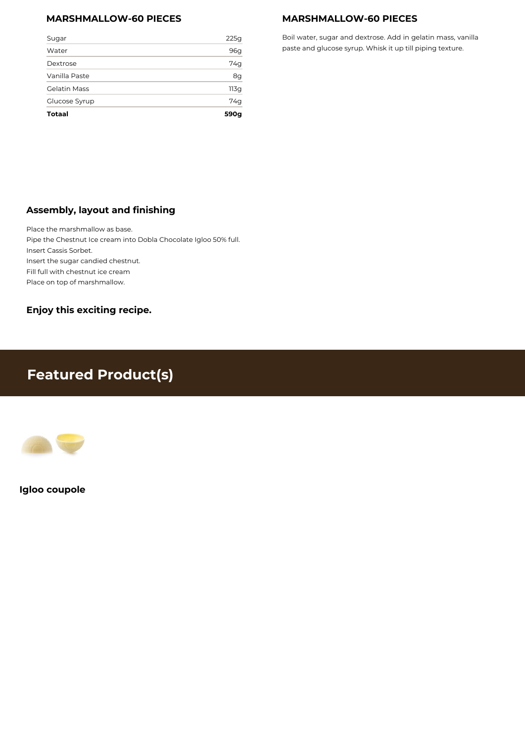### MARSHMALLOW-60 PIECES

| | |
|---|---|
| Sugar | 225g |
| Water | 96g |
| Dextrose | 74g |
| Vanilla Paste | 8g |
| Gelatin Mass | 113g |
| Glucose Syrup | 74g |
| **Totaal** | **590g** |

### MARSHMALLOW-60 PIECES

Boil water, sugar and dextrose. Add in gelatin mass, vanilla paste and glucose syrup. Whisk it up till piping texture.

### Assembly, layout and finishing

Place the marshmallow as base.
Pipe the Chestnut Ice cream into Dobla Chocolate Igloo 50% full.
Insert Cassis Sorbet.
Insert the sugar candied chestnut.
Fill full with chestnut ice cream
Place on top of marshmallow.

### Enjoy this exciting recipe.

## Featured Product(s)

**Igloo coupole**